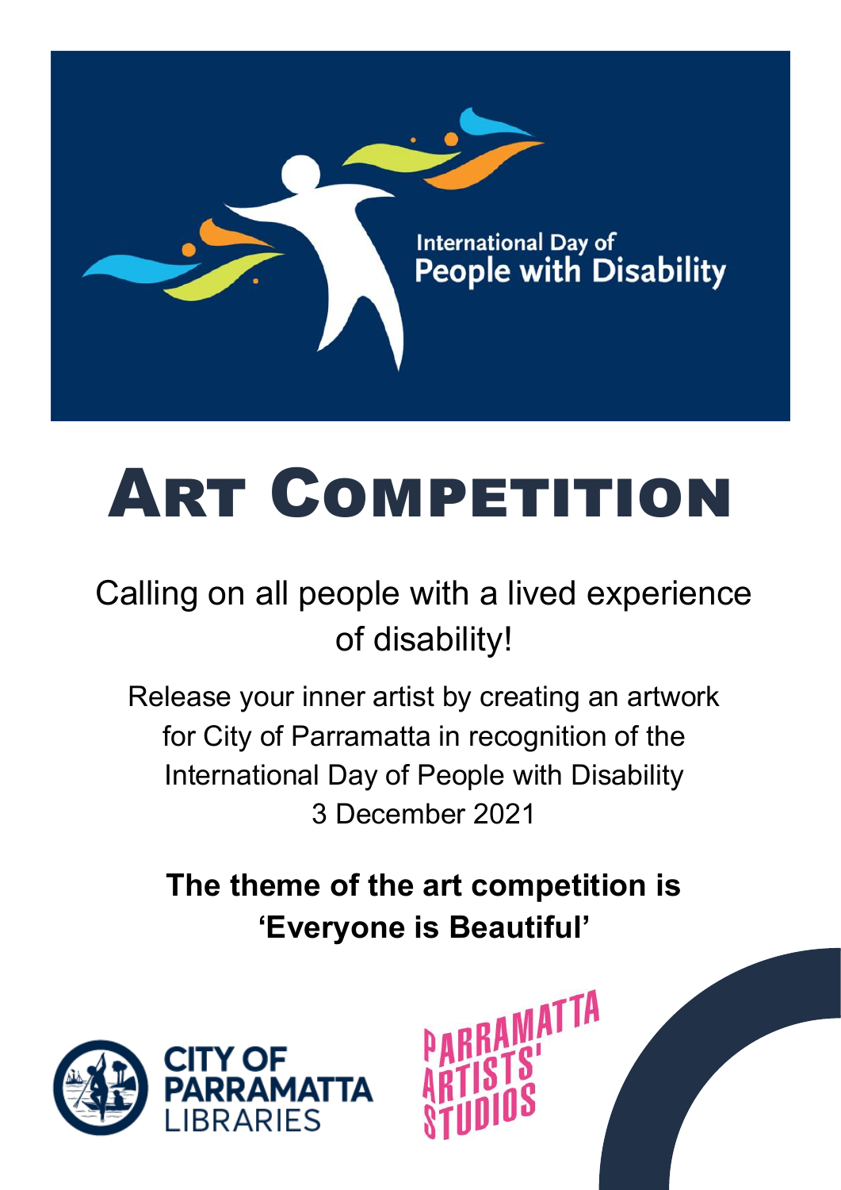International Day of People with Disability

# Art Competition

## Calling on all people with a lived experience of disability!

Release your inner artist by creating an artwork for City of Parramatta in recognition of the International Day of People with Disability 3 December 2021

**The theme of the art competition is 'Everyone is Beautiful'**

CITY OF PARRAMATTA LIBRARIES

PARRAMATTA ARTISTS' STUDIOS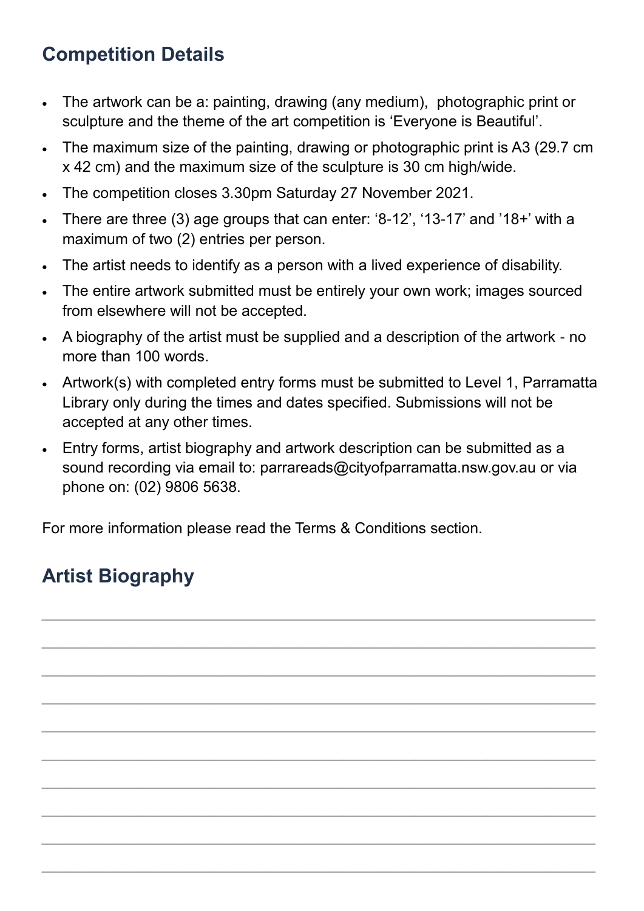## Competition Details

- The artwork can be a: painting, drawing (any medium), photographic print or sculpture and the theme of the art competition is 'Everyone is Beautiful'.
- The maximum size of the painting, drawing or photographic print is A3 (29.7 cm x 42 cm) and the maximum size of the sculpture is 30 cm high/wide.
- The competition closes 3.30pm Saturday 27 November 2021.
- There are three (3) age groups that can enter: '8-12', '13-17' and '18+' with a maximum of two (2) entries per person.
- The artist needs to identify as a person with a lived experience of disability.
- The entire artwork submitted must be entirely your own work; images sourced from elsewhere will not be accepted.
- A biography of the artist must be supplied and a description of the artwork - no more than 100 words.
- Artwork(s) with completed entry forms must be submitted to Level 1, Parramatta Library only during the times and dates specified. Submissions will not be accepted at any other times.
- Entry forms, artist biography and artwork description can be submitted as a sound recording via email to: parrareads@cityofparramatta.nsw.gov.au or via phone on: (02) 9806 5638.

For more information please read the Terms & Conditions section.

## Artist Biography

______________________________________________________________________

______________________________________________________________________

______________________________________________________________________

______________________________________________________________________

______________________________________________________________________

______________________________________________________________________

______________________________________________________________________

______________________________________________________________________

______________________________________________________________________

______________________________________________________________________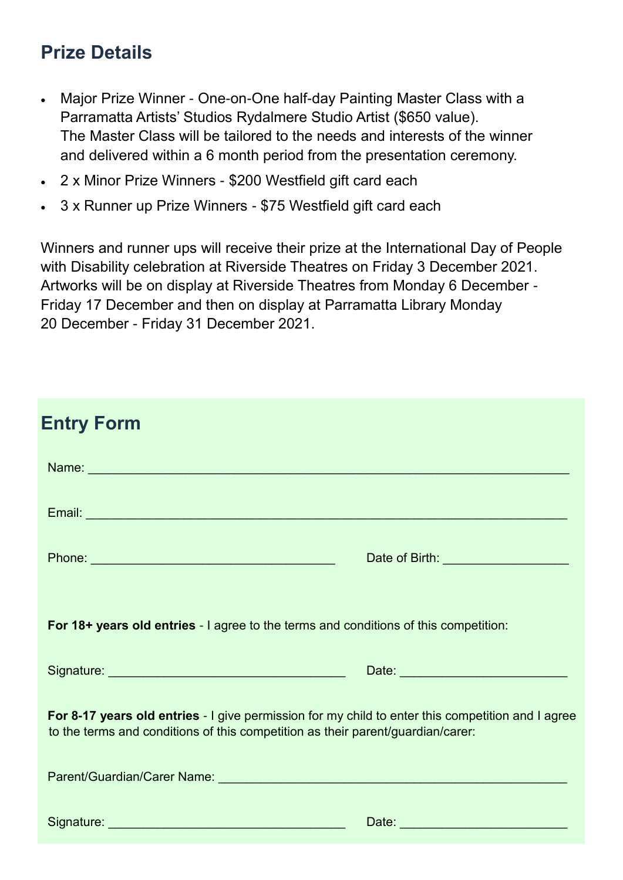## Prize Details

- Major Prize Winner - One-on-One half-day Painting Master Class with a Parramatta Artists' Studios Rydalmere Studio Artist ($650 value). The Master Class will be tailored to the needs and interests of the winner and delivered within a 6 month period from the presentation ceremony.
- 2 x Minor Prize Winners - $200 Westfield gift card each
- 3 x Runner up Prize Winners - $75 Westfield gift card each

Winners and runner ups will receive their prize at the International Day of People with Disability celebration at Riverside Theatres on Friday 3 December 2021. Artworks will be on display at Riverside Theatres from Monday 6 December - Friday 17 December and then on display at Parramatta Library Monday 20 December - Friday 31 December 2021.

## Entry Form

Name: ___________________________________________

Email: ___________________________________________

Phone: ______________________ Date of Birth: ____________

**For 18+ years old entries** - I agree to the terms and conditions of this competition:

Signature: ______________________ Date: ______________

**For 8-17 years old entries** - I give permission for my child to enter this competition and I agree to the terms and conditions of this competition as their parent/guardian/carer:

Parent/Guardian/Carer Name: ______________________________

Signature: ______________________ Date: ______________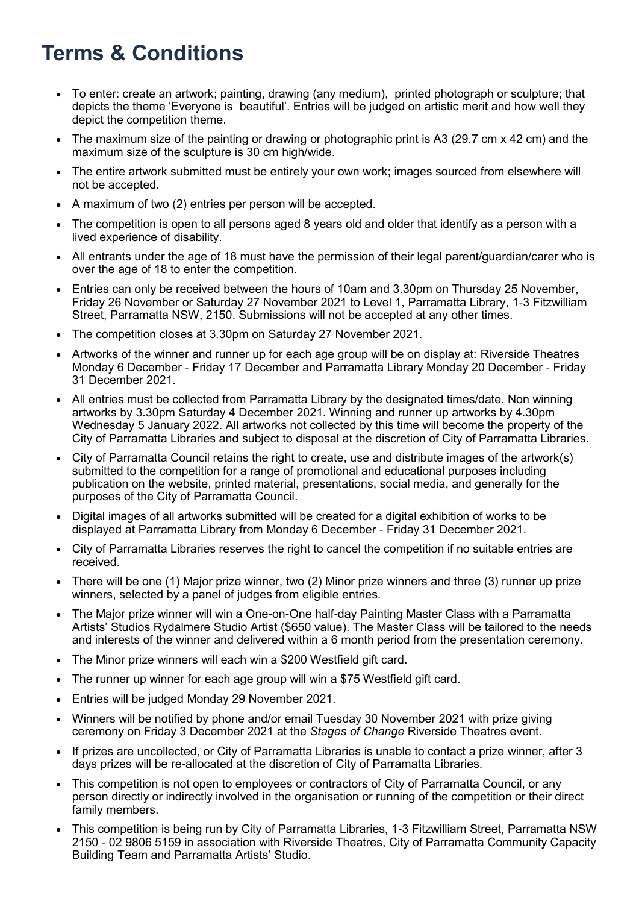# Terms & Conditions

- To enter: create an artwork; painting, drawing (any medium), printed photograph or sculpture; that depicts the theme 'Everyone is beautiful'. Entries will be judged on artistic merit and how well they depict the competition theme.
- The maximum size of the painting or drawing or photographic print is A3 (29.7 cm x 42 cm) and the maximum size of the sculpture is 30 cm high/wide.
- The entire artwork submitted must be entirely your own work; images sourced from elsewhere will not be accepted.
- A maximum of two (2) entries per person will be accepted.
- The competition is open to all persons aged 8 years old and older that identify as a person with a lived experience of disability.
- All entrants under the age of 18 must have the permission of their legal parent/guardian/carer who is over the age of 18 to enter the competition.
- Entries can only be received between the hours of 10am and 3.30pm on Thursday 25 November, Friday 26 November or Saturday 27 November 2021 to Level 1, Parramatta Library, 1-3 Fitzwilliam Street, Parramatta NSW, 2150. Submissions will not be accepted at any other times.
- The competition closes at 3.30pm on Saturday 27 November 2021.
- Artworks of the winner and runner up for each age group will be on display at: Riverside Theatres Monday 6 December - Friday 17 December and Parramatta Library Monday 20 December - Friday 31 December 2021.
- All entries must be collected from Parramatta Library by the designated times/date. Non winning artworks by 3.30pm Saturday 4 December 2021. Winning and runner up artworks by 4.30pm Wednesday 5 January 2022. All artworks not collected by this time will become the property of the City of Parramatta Libraries and subject to disposal at the discretion of City of Parramatta Libraries.
- City of Parramatta Council retains the right to create, use and distribute images of the artwork(s) submitted to the competition for a range of promotional and educational purposes including publication on the website, printed material, presentations, social media, and generally for the purposes of the City of Parramatta Council.
- Digital images of all artworks submitted will be created for a digital exhibition of works to be displayed at Parramatta Library from Monday 6 December - Friday 31 December 2021.
- City of Parramatta Libraries reserves the right to cancel the competition if no suitable entries are received.
- There will be one (1) Major prize winner, two (2) Minor prize winners and three (3) runner up prize winners, selected by a panel of judges from eligible entries.
- The Major prize winner will win a One-on-One half-day Painting Master Class with a Parramatta Artists' Studios Rydalmere Studio Artist ($650 value). The Master Class will be tailored to the needs and interests of the winner and delivered within a 6 month period from the presentation ceremony.
- The Minor prize winners will each win a $200 Westfield gift card.
- The runner up winner for each age group will win a $75 Westfield gift card.
- Entries will be judged Monday 29 November 2021.
- Winners will be notified by phone and/or email Tuesday 30 November 2021 with prize giving ceremony on Friday 3 December 2021 at the *Stages of Change* Riverside Theatres event.
- If prizes are uncollected, or City of Parramatta Libraries is unable to contact a prize winner, after 3 days prizes will be re-allocated at the discretion of City of Parramatta Libraries.
- This competition is not open to employees or contractors of City of Parramatta Council, or any person directly or indirectly involved in the organisation or running of the competition or their direct family members.
- This competition is being run by City of Parramatta Libraries, 1-3 Fitzwilliam Street, Parramatta NSW 2150 - 02 9806 5159 in association with Riverside Theatres, City of Parramatta Community Capacity Building Team and Parramatta Artists' Studio.